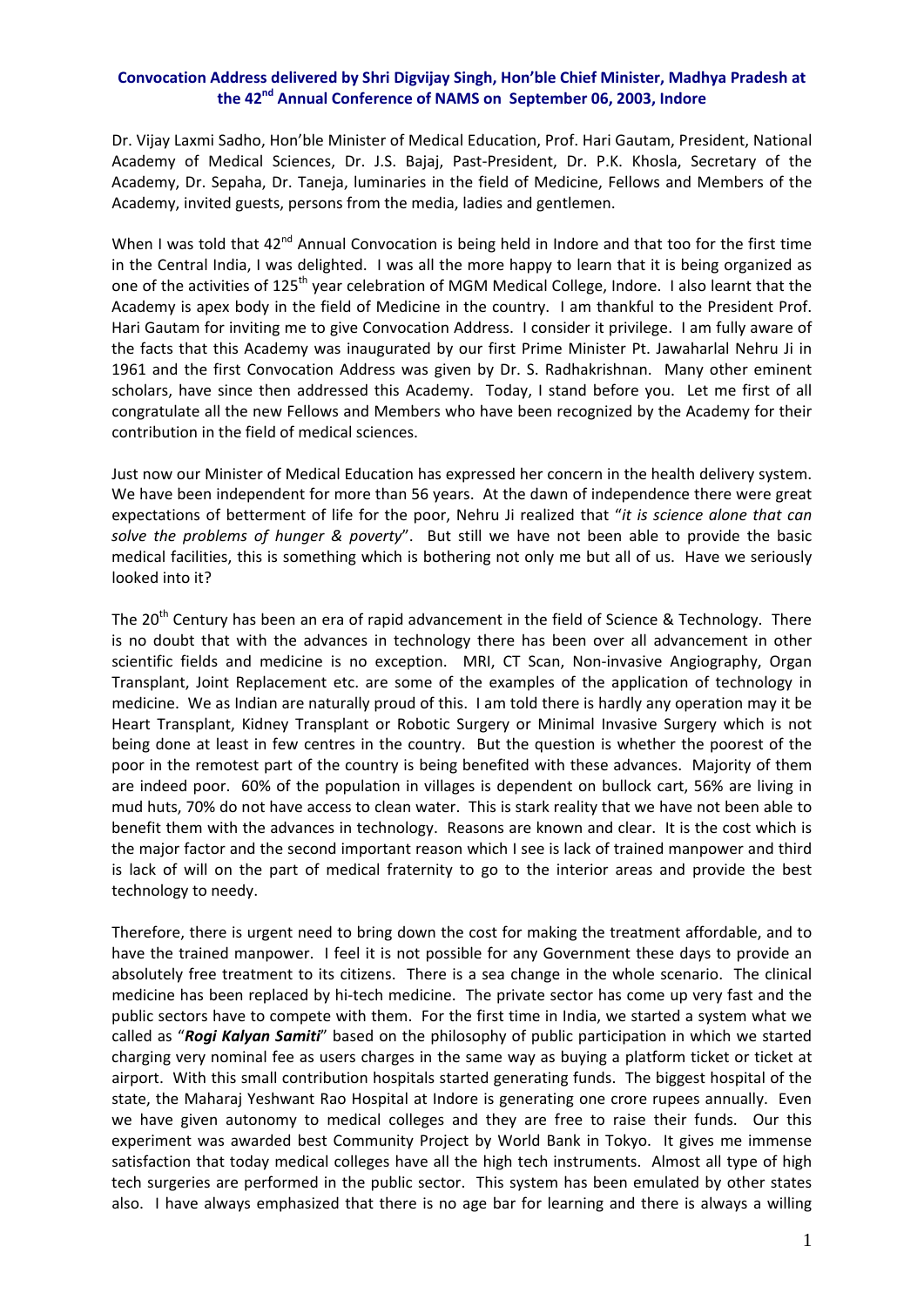# Convocation Address delivered by Shri Digvijay Singh, Hon'ble Chief Minister, Madhya Pradesh at the 42nd Annual Conference of NAMS on September 06, 2003, Indore

Dr. Vijay Laxmi Sadho, Hon'ble Minister of Medical Education, Prof. Hari Gautam, President, National Academy of Medical Sciences, Dr. J.S. Bajaj, Past-President, Dr. P.K. Khosla, Secretary of the Academy, Dr. Sepaha, Dr. Taneja, luminaries in the field of Medicine, Fellows and Members of the Academy, invited guests, persons from the media, ladies and gentlemen.

When I was told that 42nd Annual Convocation is being held in Indore and that too for the first time in the Central India, I was delighted. I was all the more happy to learn that it is being organized as one of the activities of 125th year celebration of MGM Medical College, Indore. I also learnt that the Academy is apex body in the field of Medicine in the country. I am thankful to the President Prof. Hari Gautam for inviting me to give Convocation Address. I consider it privilege. I am fully aware of the facts that this Academy was inaugurated by our first Prime Minister Pt. Jawaharlal Nehru Ji in 1961 and the first Convocation Address was given by Dr. S. Radhakrishnan. Many other eminent scholars, have since then addressed this Academy. Today, I stand before you. Let me first of all congratulate all the new Fellows and Members who have been recognized by the Academy for their contribution in the field of medical sciences.

Just now our Minister of Medical Education has expressed her concern in the health delivery system. We have been independent for more than 56 years. At the dawn of independence there were great expectations of betterment of life for the poor, Nehru Ji realized that "*it is science alone that can solve the problems of hunger & poverty*". But still we have not been able to provide the basic medical facilities, this is something which is bothering not only me but all of us. Have we seriously looked into it?

The 20th Century has been an era of rapid advancement in the field of Science & Technology. There is no doubt that with the advances in technology there has been over all advancement in other scientific fields and medicine is no exception. MRI, CT Scan, Non-invasive Angiography, Organ Transplant, Joint Replacement etc. are some of the examples of the application of technology in medicine. We as Indian are naturally proud of this. I am told there is hardly any operation may it be Heart Transplant, Kidney Transplant or Robotic Surgery or Minimal Invasive Surgery which is not being done at least in few centres in the country. But the question is whether the poorest of the poor in the remotest part of the country is being benefited with these advances. Majority of them are indeed poor. 60% of the population in villages is dependent on bullock cart, 56% are living in mud huts, 70% do not have access to clean water. This is stark reality that we have not been able to benefit them with the advances in technology. Reasons are known and clear. It is the cost which is the major factor and the second important reason which I see is lack of trained manpower and third is lack of will on the part of medical fraternity to go to the interior areas and provide the best technology to needy.

Therefore, there is urgent need to bring down the cost for making the treatment affordable, and to have the trained manpower. I feel it is not possible for any Government these days to provide an absolutely free treatment to its citizens. There is a sea change in the whole scenario. The clinical medicine has been replaced by hi-tech medicine. The private sector has come up very fast and the public sectors have to compete with them. For the first time in India, we started a system what we called as "***Rogi Kalyan Samiti***" based on the philosophy of public participation in which we started charging very nominal fee as users charges in the same way as buying a platform ticket or ticket at airport. With this small contribution hospitals started generating funds. The biggest hospital of the state, the Maharaj Yeshwant Rao Hospital at Indore is generating one crore rupees annually. Even we have given autonomy to medical colleges and they are free to raise their funds. Our this experiment was awarded best Community Project by World Bank in Tokyo. It gives me immense satisfaction that today medical colleges have all the high tech instruments. Almost all type of high tech surgeries are performed in the public sector. This system has been emulated by other states also. I have always emphasized that there is no age bar for learning and there is always a willing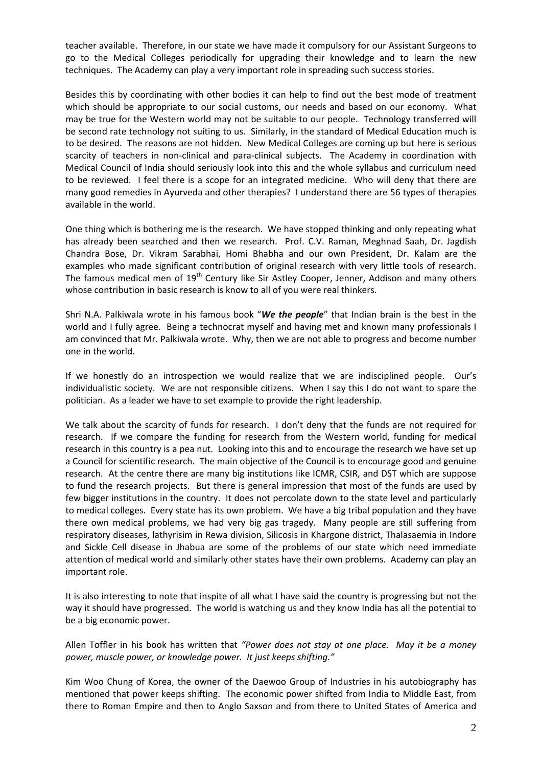teacher available. Therefore, in our state we have made it compulsory for our Assistant Surgeons to go to the Medical Colleges periodically for upgrading their knowledge and to learn the new techniques. The Academy can play a very important role in spreading such success stories.

Besides this by coordinating with other bodies it can help to find out the best mode of treatment which should be appropriate to our social customs, our needs and based on our economy. What may be true for the Western world may not be suitable to our people. Technology transferred will be second rate technology not suiting to us. Similarly, in the standard of Medical Education much is to be desired. The reasons are not hidden. New Medical Colleges are coming up but here is serious scarcity of teachers in non-clinical and para-clinical subjects. The Academy in coordination with Medical Council of India should seriously look into this and the whole syllabus and curriculum need to be reviewed. I feel there is a scope for an integrated medicine. Who will deny that there are many good remedies in Ayurveda and other therapies? I understand there are 56 types of therapies available in the world.

One thing which is bothering me is the research. We have stopped thinking and only repeating what has already been searched and then we research. Prof. C.V. Raman, Meghnad Saah, Dr. Jagdish Chandra Bose, Dr. Vikram Sarabhai, Homi Bhabha and our own President, Dr. Kalam are the examples who made significant contribution of original research with very little tools of research. The famous medical men of 19th Century like Sir Astley Cooper, Jenner, Addison and many others whose contribution in basic research is know to all of you were real thinkers.

Shri N.A. Palkiwala wrote in his famous book "***We the people***" that Indian brain is the best in the world and I fully agree. Being a technocrat myself and having met and known many professionals I am convinced that Mr. Palkiwala wrote. Why, then we are not able to progress and become number one in the world.

If we honestly do an introspection we would realize that we are indisciplined people. Our's individualistic society. We are not responsible citizens. When I say this I do not want to spare the politician. As a leader we have to set example to provide the right leadership.

We talk about the scarcity of funds for research. I don't deny that the funds are not required for research. If we compare the funding for research from the Western world, funding for medical research in this country is a pea nut. Looking into this and to encourage the research we have set up a Council for scientific research. The main objective of the Council is to encourage good and genuine research. At the centre there are many big institutions like ICMR, CSIR, and DST which are suppose to fund the research projects. But there is general impression that most of the funds are used by few bigger institutions in the country. It does not percolate down to the state level and particularly to medical colleges. Every state has its own problem. We have a big tribal population and they have there own medical problems, we had very big gas tragedy. Many people are still suffering from respiratory diseases, lathyrisim in Rewa division, Silicosis in Khargone district, Thalasaemia in Indore and Sickle Cell disease in Jhabua are some of the problems of our state which need immediate attention of medical world and similarly other states have their own problems. Academy can play an important role.

It is also interesting to note that inspite of all what I have said the country is progressing but not the way it should have progressed. The world is watching us and they know India has all the potential to be a big economic power.

Allen Toffler in his book has written that *"Power does not stay at one place. May it be a money power, muscle power, or knowledge power. It just keeps shifting."*

Kim Woo Chung of Korea, the owner of the Daewoo Group of Industries in his autobiography has mentioned that power keeps shifting. The economic power shifted from India to Middle East, from there to Roman Empire and then to Anglo Saxson and from there to United States of America and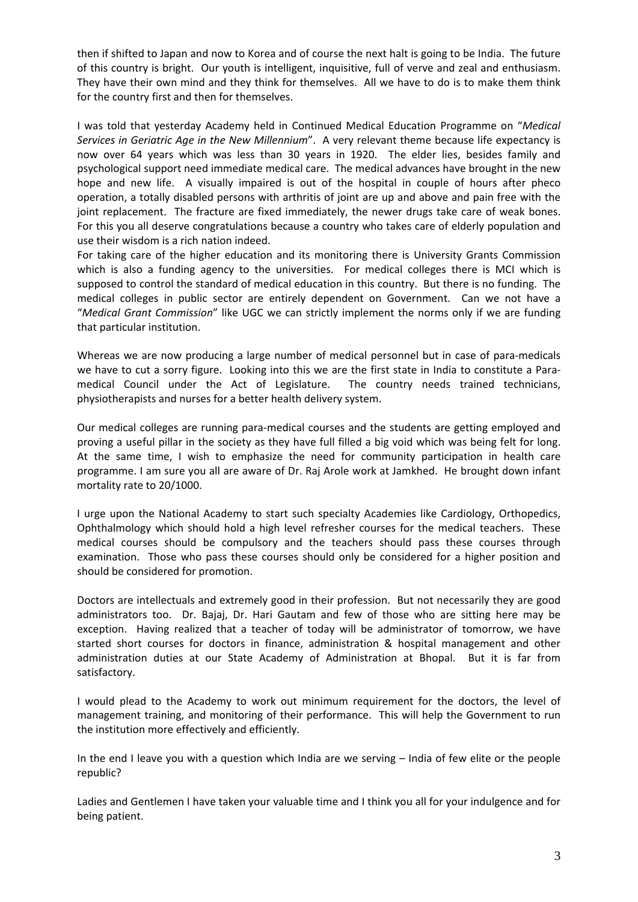then if shifted to Japan and now to Korea and of course the next halt is going to be India. The future of this country is bright. Our youth is intelligent, inquisitive, full of verve and zeal and enthusiasm. They have their own mind and they think for themselves. All we have to do is to make them think for the country first and then for themselves.

I was told that yesterday Academy held in Continued Medical Education Programme on "*Medical Services in Geriatric Age in the New Millennium*". A very relevant theme because life expectancy is now over 64 years which was less than 30 years in 1920. The elder lies, besides family and psychological support need immediate medical care. The medical advances have brought in the new hope and new life. A visually impaired is out of the hospital in couple of hours after pheco operation, a totally disabled persons with arthritis of joint are up and above and pain free with the joint replacement. The fracture are fixed immediately, the newer drugs take care of weak bones. For this you all deserve congratulations because a country who takes care of elderly population and use their wisdom is a rich nation indeed.

For taking care of the higher education and its monitoring there is University Grants Commission which is also a funding agency to the universities. For medical colleges there is MCI which is supposed to control the standard of medical education in this country. But there is no funding. The medical colleges in public sector are entirely dependent on Government. Can we not have a "*Medical Grant Commission*" like UGC we can strictly implement the norms only if we are funding that particular institution.

Whereas we are now producing a large number of medical personnel but in case of para-medicals we have to cut a sorry figure. Looking into this we are the first state in India to constitute a Para-medical Council under the Act of Legislature. The country needs trained technicians, physiotherapists and nurses for a better health delivery system.

Our medical colleges are running para-medical courses and the students are getting employed and proving a useful pillar in the society as they have full filled a big void which was being felt for long. At the same time, I wish to emphasize the need for community participation in health care programme. I am sure you all are aware of Dr. Raj Arole work at Jamkhed. He brought down infant mortality rate to 20/1000.

I urge upon the National Academy to start such specialty Academies like Cardiology, Orthopedics, Ophthalmology which should hold a high level refresher courses for the medical teachers. These medical courses should be compulsory and the teachers should pass these courses through examination. Those who pass these courses should only be considered for a higher position and should be considered for promotion.

Doctors are intellectuals and extremely good in their profession. But not necessarily they are good administrators too. Dr. Bajaj, Dr. Hari Gautam and few of those who are sitting here may be exception. Having realized that a teacher of today will be administrator of tomorrow, we have started short courses for doctors in finance, administration & hospital management and other administration duties at our State Academy of Administration at Bhopal. But it is far from satisfactory.

I would plead to the Academy to work out minimum requirement for the doctors, the level of management training, and monitoring of their performance. This will help the Government to run the institution more effectively and efficiently.

In the end I leave you with a question which India are we serving – India of few elite or the people republic?

Ladies and Gentlemen I have taken your valuable time and I think you all for your indulgence and for being patient.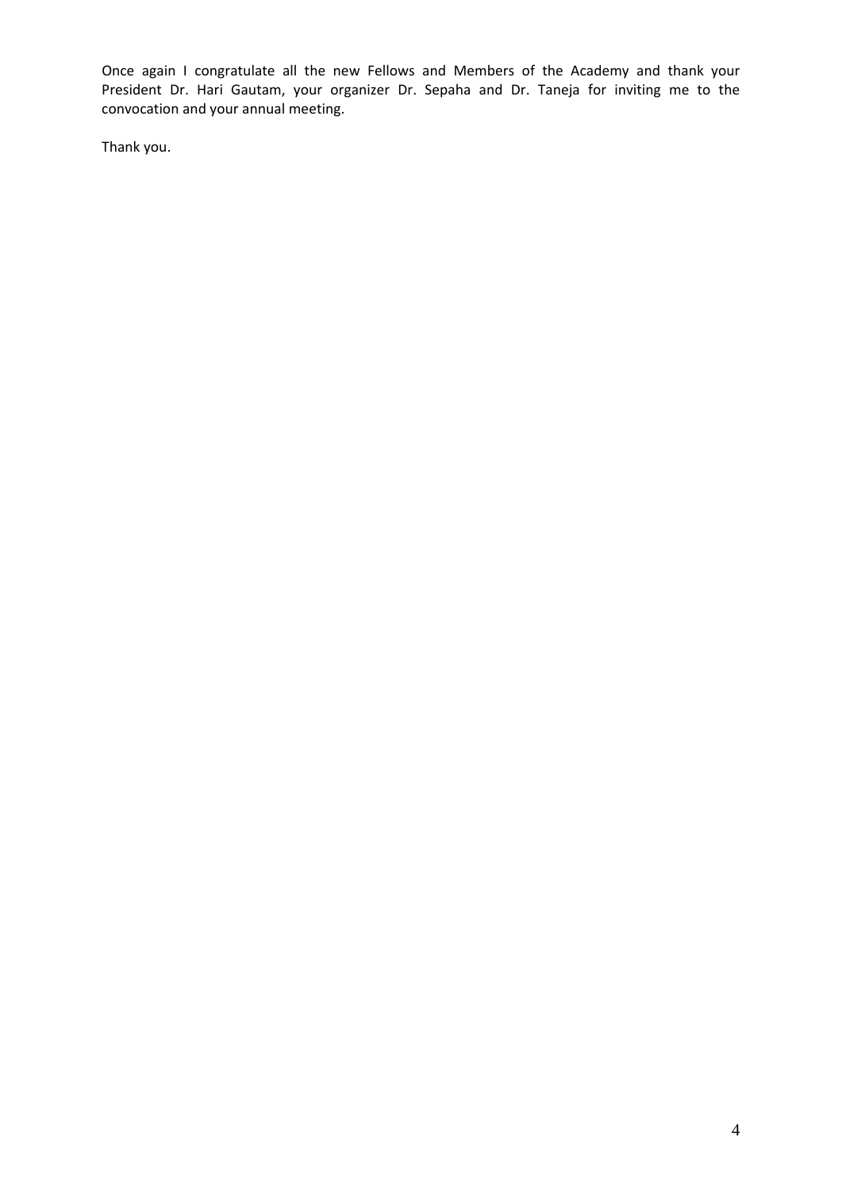Once again I congratulate all the new Fellows and Members of the Academy and thank your President Dr. Hari Gautam, your organizer Dr. Sepaha and Dr. Taneja for inviting me to the convocation and your annual meeting.

Thank you.